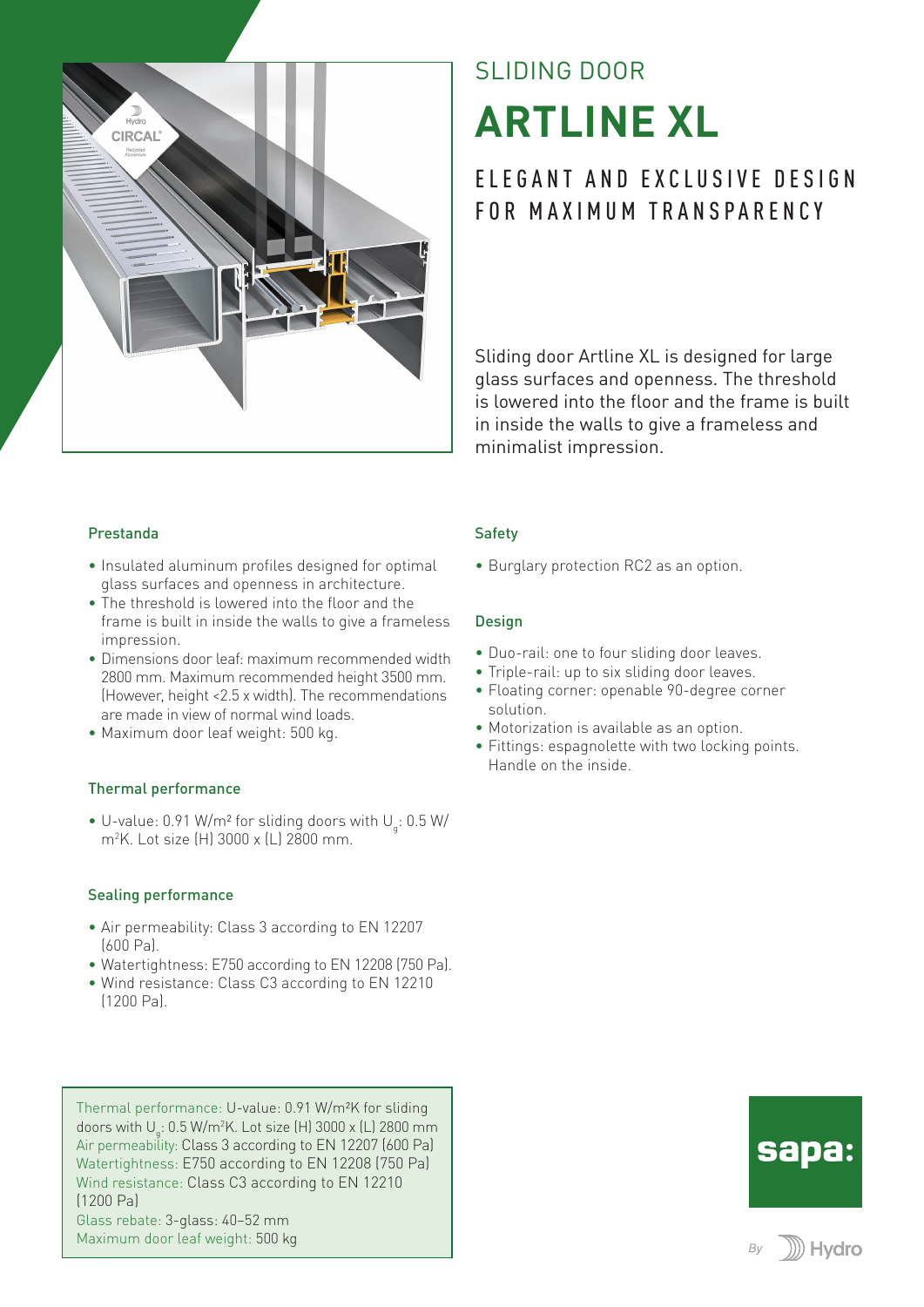SLIDING DOOR

# ARTLINE XL

## ELEGANT AND EXCLUSIVE DESIGN FOR MAXIMUM TRANSPARENCY

Sliding door Artline XL is designed for large glass surfaces and openness. The threshold is lowered into the floor and the frame is built in inside the walls to give a frameless and minimalist impression.

### Prestanda

- Insulated aluminum profiles designed for optimal glass surfaces and openness in architecture.
- The threshold is lowered into the floor and the frame is built in inside the walls to give a frameless impression.
- Dimensions door leaf: maximum recommended width 2800 mm. Maximum recommended height 3500 mm. (However, height <2.5 x width). The recommendations are made in view of normal wind loads.
- Maximum door leaf weight: 500 kg.

### Thermal performance

- U-value: 0.91 W/m² for sliding doors with $U_g$: 0.5 W/m²K. Lot size (H) 3000 x (L) 2800 mm.

### Sealing performance

- Air permeability: Class 3 according to EN 12207 (600 Pa).
- Watertightness: E750 according to EN 12208 (750 Pa).
- Wind resistance: Class C3 according to EN 12210 (1200 Pa).

### Safety

- Burglary protection RC2 as an option.

### Design

- Duo-rail: one to four sliding door leaves.
- Triple-rail: up to six sliding door leaves.
- Floating corner: openable 90-degree corner solution.
- Motorization is available as an option.
- Fittings: espagnolette with two locking points. Handle on the inside.

Thermal performance: U-value: 0.91 W/m²K for sliding doors with $U_g$: 0.5 W/m²K. Lot size (H) 3000 x (L) 2800 mm
Air permeability: Class 3 according to EN 12207 (600 Pa)
Watertightness: E750 according to EN 12208 (750 Pa)
Wind resistance: Class C3 according to EN 12210 (1200 Pa)
Glass rebate: 3-glass: 40–52 mm
Maximum door leaf weight: 500 kg

sapa:

By Hydro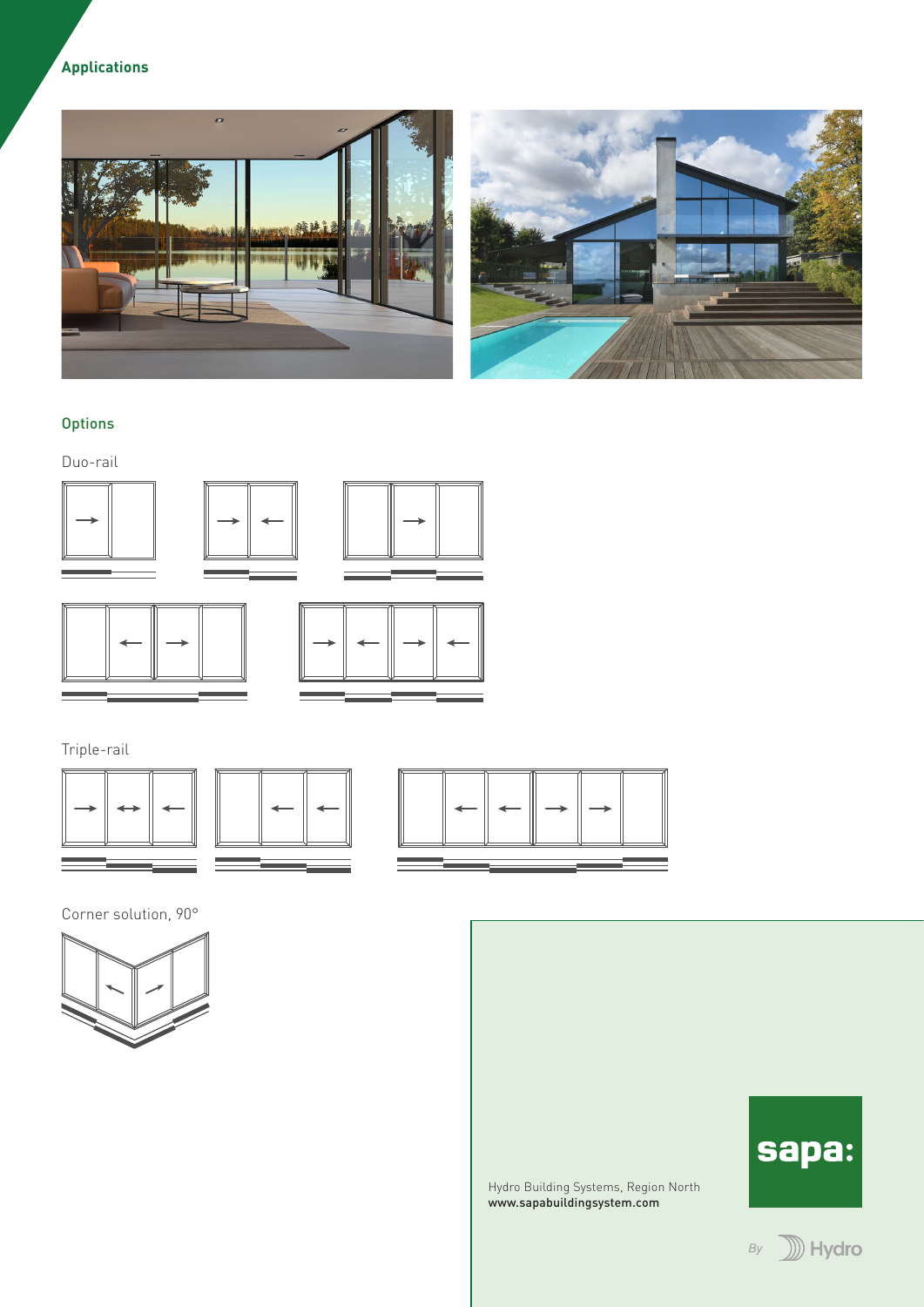## Applications

## Options

Duo-rail

Triple-rail

Corner solution, 90°

Hydro Building Systems, Region North
www.sapabuildingsystem.com

sapa:

By Hydro